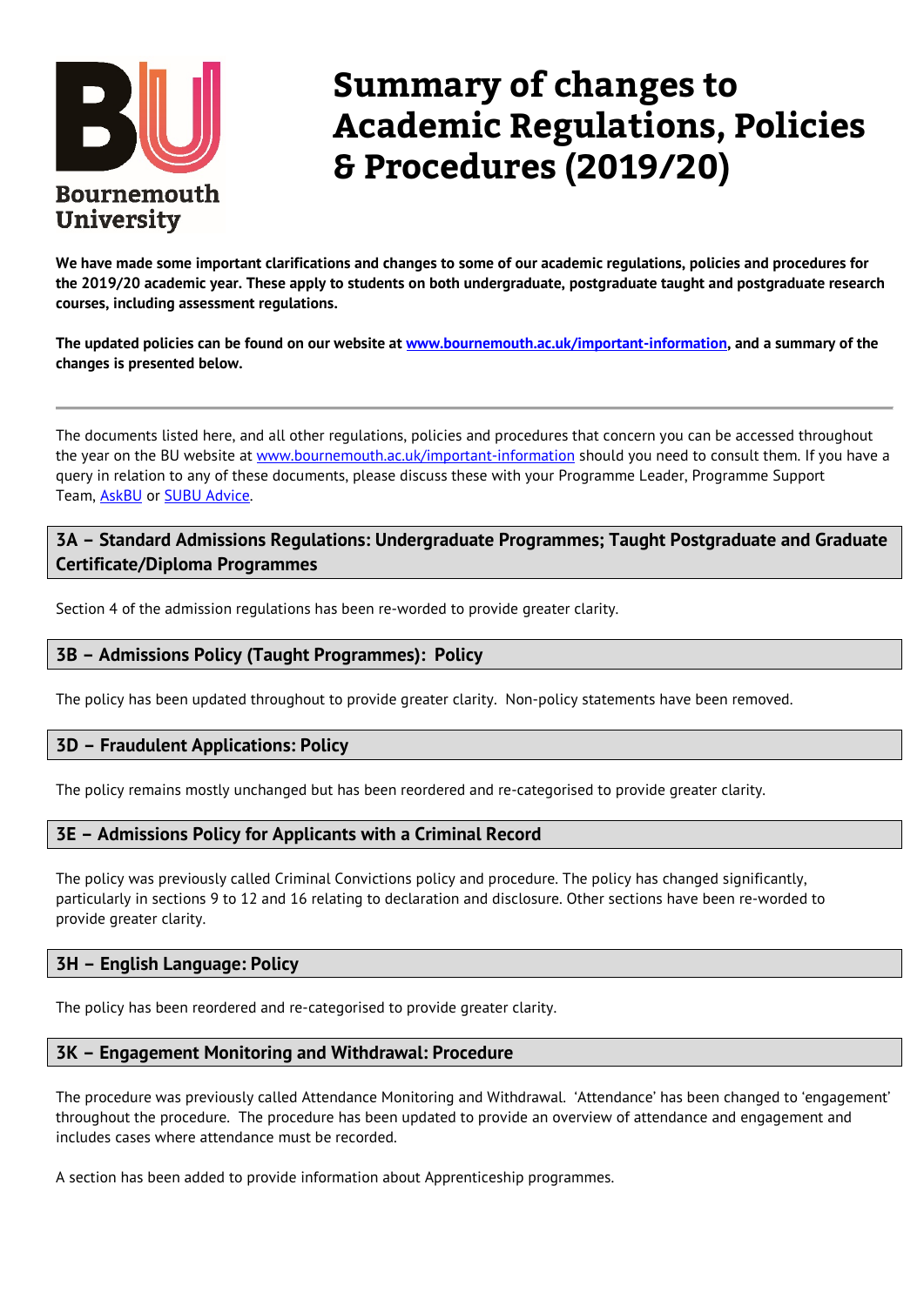# Summary of changes to Academic Regulations, Policies & Procedures (2019/20)

**We have made some important clarifications and changes to some of our academic regulations, policies and procedures for the 2019/20 academic year. These apply to students on both undergraduate, postgraduate taught and postgraduate research courses, including assessment regulations.**

**The updated policies can be found on our website at [www.bournemouth.ac.uk/important-information](www.bournemouth.ac.uk/important-information), and a summary of the changes is presented below.**

---

The documents listed here, and all other regulations, policies and procedures that concern you can be accessed throughout the year on the BU website at [www.bournemouth.ac.uk/important-information](www.bournemouth.ac.uk/important-information) should you need to consult them. If you have a query in relation to any of these documents, please discuss these with your Programme Leader, Programme Support Team, AskBU or SUBU Advice.

## 3A – Standard Admissions Regulations: Undergraduate Programmes; Taught Postgraduate and Graduate Certificate/Diploma Programmes

Section 4 of the admission regulations has been re-worded to provide greater clarity.

## 3B – Admissions Policy (Taught Programmes): Policy

The policy has been updated throughout to provide greater clarity. Non-policy statements have been removed.

## 3D – Fraudulent Applications: Policy

The policy remains mostly unchanged but has been reordered and re-categorised to provide greater clarity.

## 3E – Admissions Policy for Applicants with a Criminal Record

The policy was previously called Criminal Convictions policy and procedure. The policy has changed significantly, particularly in sections 9 to 12 and 16 relating to declaration and disclosure. Other sections have been re-worded to provide greater clarity.

## 3H – English Language: Policy

The policy has been reordered and re-categorised to provide greater clarity.

## 3K – Engagement Monitoring and Withdrawal: Procedure

The procedure was previously called Attendance Monitoring and Withdrawal. 'Attendance' has been changed to 'engagement' throughout the procedure. The procedure has been updated to provide an overview of attendance and engagement and includes cases where attendance must be recorded.

A section has been added to provide information about Apprenticeship programmes.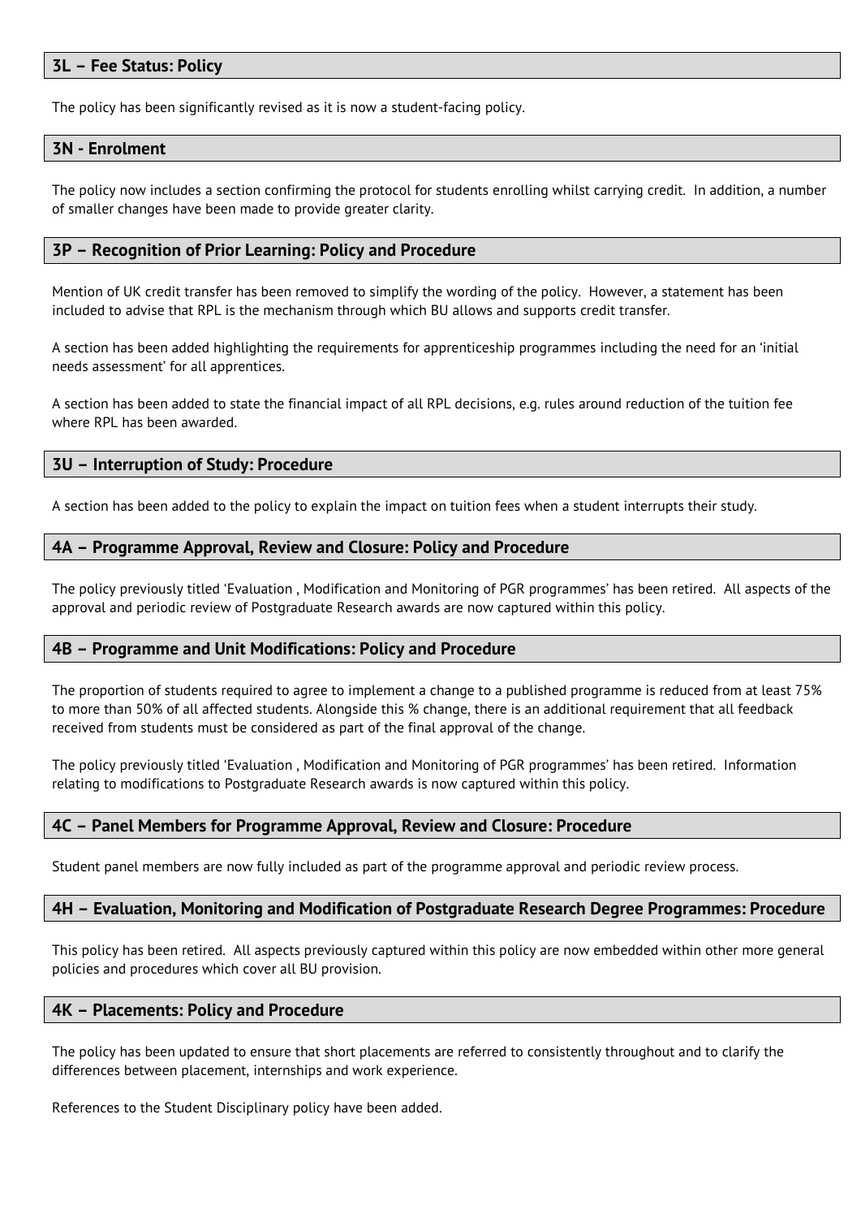### 3L – Fee Status: Policy

The policy has been significantly revised as it is now a student-facing policy.

### 3N - Enrolment

The policy now includes a section confirming the protocol for students enrolling whilst carrying credit. In addition, a number of smaller changes have been made to provide greater clarity.

### 3P – Recognition of Prior Learning: Policy and Procedure

Mention of UK credit transfer has been removed to simplify the wording of the policy. However, a statement has been included to advise that RPL is the mechanism through which BU allows and supports credit transfer.

A section has been added highlighting the requirements for apprenticeship programmes including the need for an 'initial needs assessment' for all apprentices.

A section has been added to state the financial impact of all RPL decisions, e.g. rules around reduction of the tuition fee where RPL has been awarded.

### 3U – Interruption of Study: Procedure

A section has been added to the policy to explain the impact on tuition fees when a student interrupts their study.

### 4A – Programme Approval, Review and Closure: Policy and Procedure

The policy previously titled 'Evaluation , Modification and Monitoring of PGR programmes' has been retired. All aspects of the approval and periodic review of Postgraduate Research awards are now captured within this policy.

### 4B – Programme and Unit Modifications: Policy and Procedure

The proportion of students required to agree to implement a change to a published programme is reduced from at least 75% to more than 50% of all affected students. Alongside this % change, there is an additional requirement that all feedback received from students must be considered as part of the final approval of the change.

The policy previously titled 'Evaluation , Modification and Monitoring of PGR programmes' has been retired. Information relating to modifications to Postgraduate Research awards is now captured within this policy.

### 4C – Panel Members for Programme Approval, Review and Closure: Procedure

Student panel members are now fully included as part of the programme approval and periodic review process.

### 4H – Evaluation, Monitoring and Modification of Postgraduate Research Degree Programmes: Procedure

This policy has been retired. All aspects previously captured within this policy are now embedded within other more general policies and procedures which cover all BU provision.

### 4K – Placements: Policy and Procedure

The policy has been updated to ensure that short placements are referred to consistently throughout and to clarify the differences between placement, internships and work experience.

References to the Student Disciplinary policy have been added.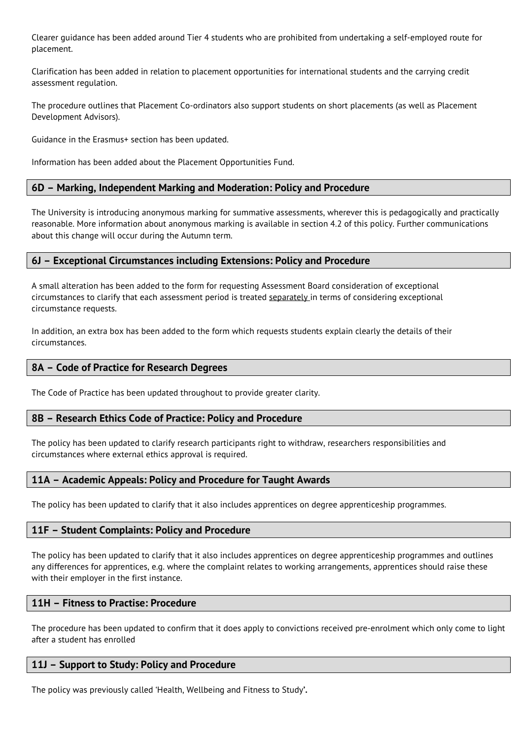Clearer guidance has been added around Tier 4 students who are prohibited from undertaking a self-employed route for placement.

Clarification has been added in relation to placement opportunities for international students and the carrying credit assessment regulation.

The procedure outlines that Placement Co-ordinators also support students on short placements (as well as Placement Development Advisors).

Guidance in the Erasmus+ section has been updated.

Information has been added about the Placement Opportunities Fund.

## 6D – Marking, Independent Marking and Moderation: Policy and Procedure

The University is introducing anonymous marking for summative assessments, wherever this is pedagogically and practically reasonable. More information about anonymous marking is available in section 4.2 of this policy. Further communications about this change will occur during the Autumn term.

## 6J – Exceptional Circumstances including Extensions: Policy and Procedure

A small alteration has been added to the form for requesting Assessment Board consideration of exceptional circumstances to clarify that each assessment period is treated separately in terms of considering exceptional circumstance requests.

In addition, an extra box has been added to the form which requests students explain clearly the details of their circumstances.

## 8A – Code of Practice for Research Degrees

The Code of Practice has been updated throughout to provide greater clarity.

## 8B – Research Ethics Code of Practice: Policy and Procedure

The policy has been updated to clarify research participants right to withdraw, researchers responsibilities and circumstances where external ethics approval is required.

## 11A – Academic Appeals: Policy and Procedure for Taught Awards

The policy has been updated to clarify that it also includes apprentices on degree apprenticeship programmes.

## 11F – Student Complaints: Policy and Procedure

The policy has been updated to clarify that it also includes apprentices on degree apprenticeship programmes and outlines any differences for apprentices, e.g. where the complaint relates to working arrangements, apprentices should raise these with their employer in the first instance.

## 11H – Fitness to Practise: Procedure

The procedure has been updated to confirm that it does apply to convictions received pre-enrolment which only come to light after a student has enrolled

## 11J – Support to Study: Policy and Procedure

The policy was previously called 'Health, Wellbeing and Fitness to Study'**.**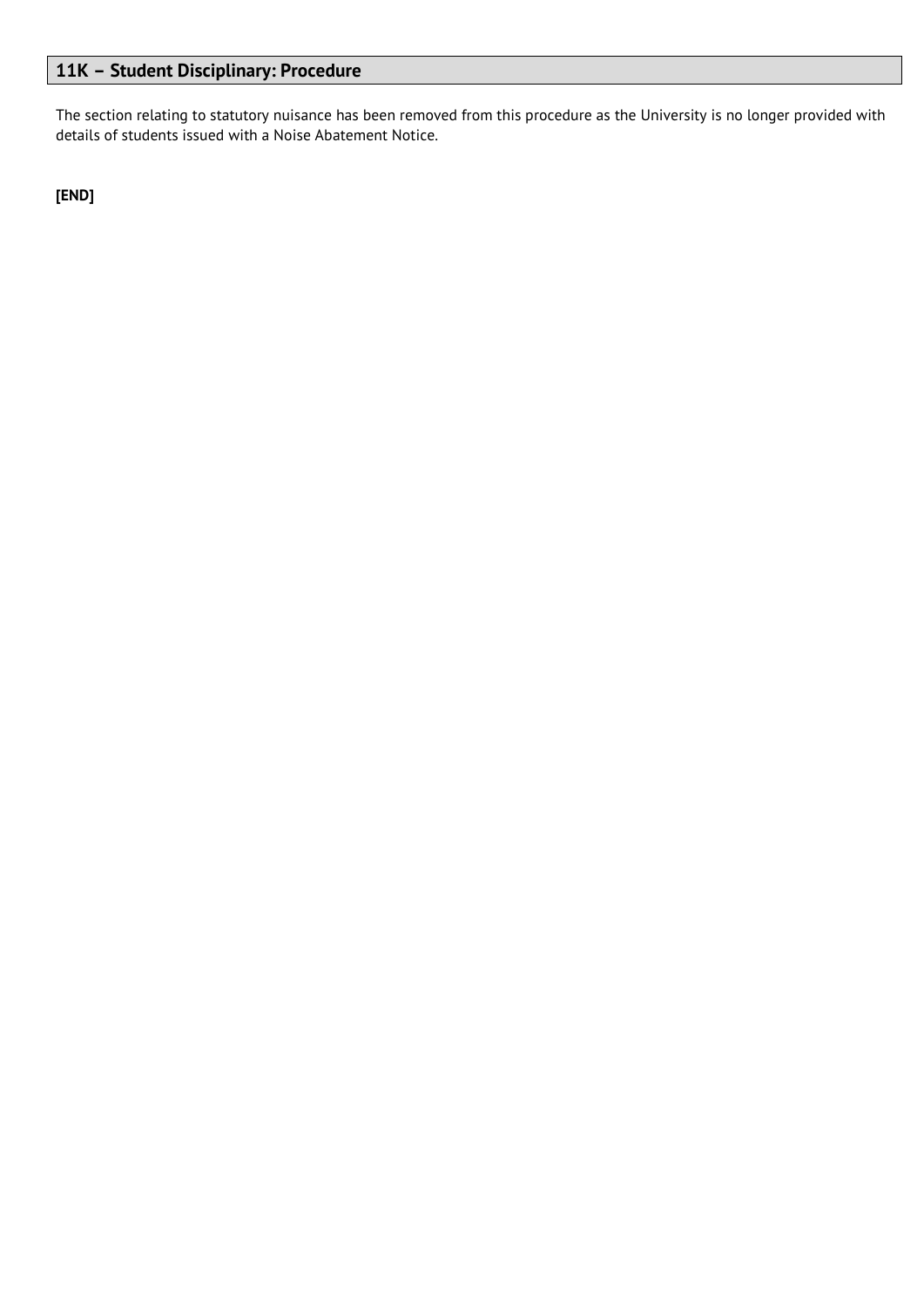## 11K – Student Disciplinary: Procedure

The section relating to statutory nuisance has been removed from this procedure as the University is no longer provided with details of students issued with a Noise Abatement Notice.

**[END]**